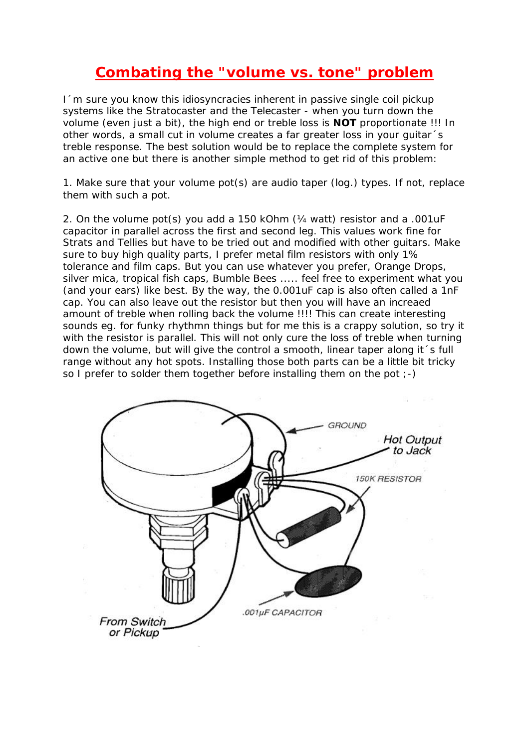# Combating the "volume vs. tone" problem

I´m sure you know this idiosyncracies inherent in passive single coil pickup systems like the Stratocaster and the Telecaster - when you turn down the volume (even just a bit), the high end or treble loss is **NOT** proportionate !!! In other words, a small cut in volume creates a far greater loss in your guitar´s treble response. The best solution would be to replace the complete system for an active one but there is another simple method to get rid of this problem:

1. Make sure that your volume pot(s) are audio taper (log.) types. If not, replace them with such a pot.

2. On the volume pot(s) you add a 150 kOhm (¼ watt) resistor and a .001uF capacitor in parallel across the first and second leg. This values work fine for Strats and Tellies but have to be tried out and modified with other guitars. Make sure to buy high quality parts, I prefer metal film resistors with only 1% tolerance and film caps. But you can use whatever you prefer, Orange Drops, silver mica, tropical fish caps, Bumble Bees ..... feel free to experiment what you (and your ears) like best. By the way, the 0.001uF cap is also often called a 1nF cap. You can also leave out the resistor but then you will have an increaed amount of treble when rolling back the volume !!!! This can create interesting sounds eg. for funky rhythmn things but for me this is a crappy solution, so try it with the resistor is parallel. This will not only cure the loss of treble when turning down the volume, but will give the control a smooth, linear taper along it´s full range without any hot spots. Installing those both parts can be a little bit tricky so I prefer to solder them together before installing them on the pot ;-)

GROUND

Hot Output to Jack

150K RESISTOR

.001µF CAPACITOR

From Switch or Pickup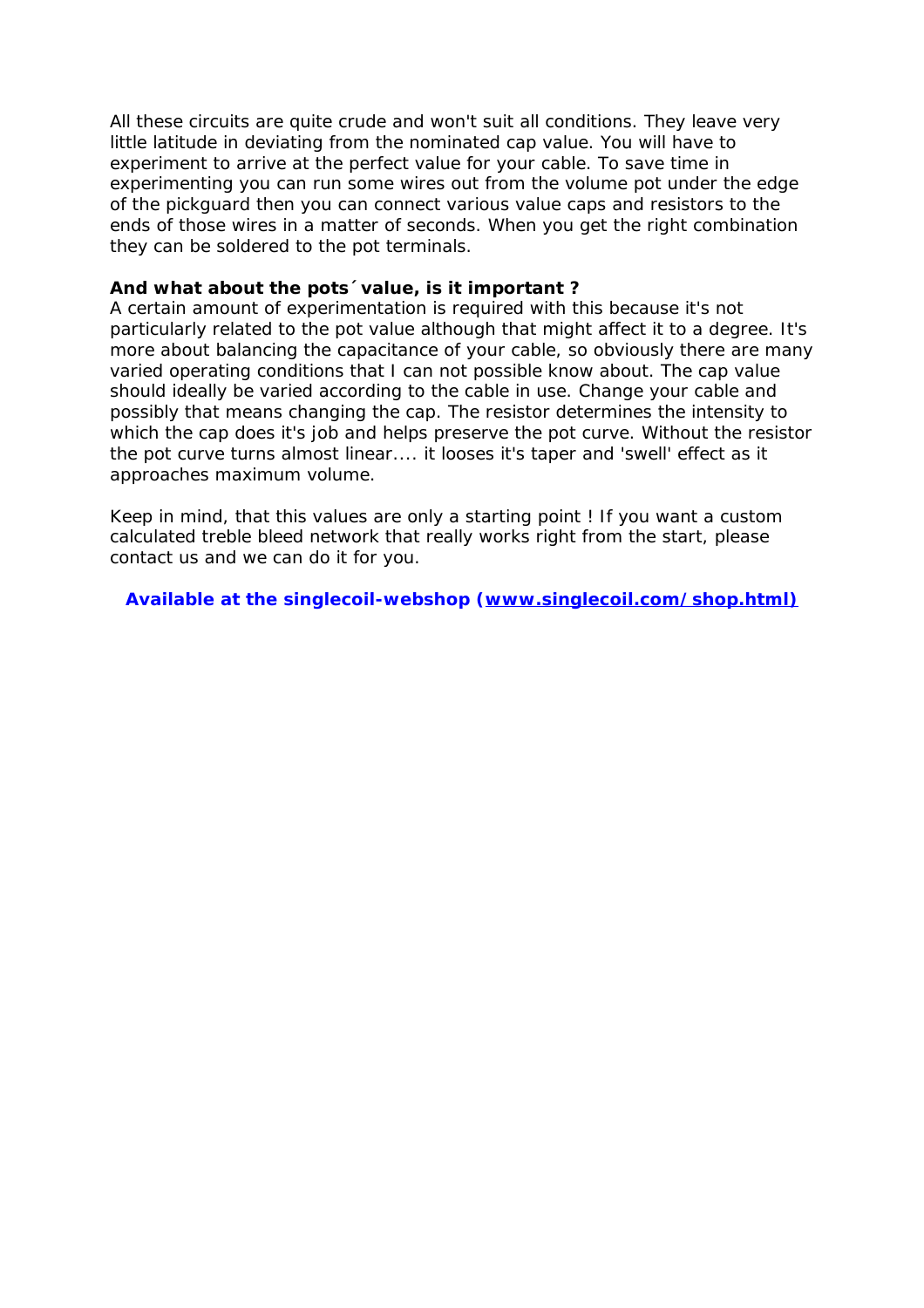All these circuits are quite crude and won't suit all conditions. They leave very little latitude in deviating from the nominated cap value. You will have to experiment to arrive at the perfect value for your cable. To save time in experimenting you can run some wires out from the volume pot under the edge of the pickguard then you can connect various value caps and resistors to the ends of those wires in a matter of seconds. When you get the right combination they can be soldered to the pot terminals.

**And what about the pots´ value, is it important ?**
A certain amount of experimentation is required with this because it's not particularly related to the pot value although that might affect it to a degree. It's more about balancing the capacitance of your cable, so obviously there are many varied operating conditions that I can not possible know about. The cap value should ideally be varied according to the cable in use. Change your cable and possibly that means changing the cap. The resistor determines the intensity to which the cap does it's job and helps preserve the pot curve. Without the resistor the pot curve turns almost linear.... it looses it's taper and 'swell' effect as it approaches maximum volume.

Keep in mind, that this values are only a starting point ! If you want a custom calculated treble bleed network that really works right from the start, please contact us and we can do it for you.

**Available at the singlecoil-webshop (www.singlecoil.com/shop.html)**